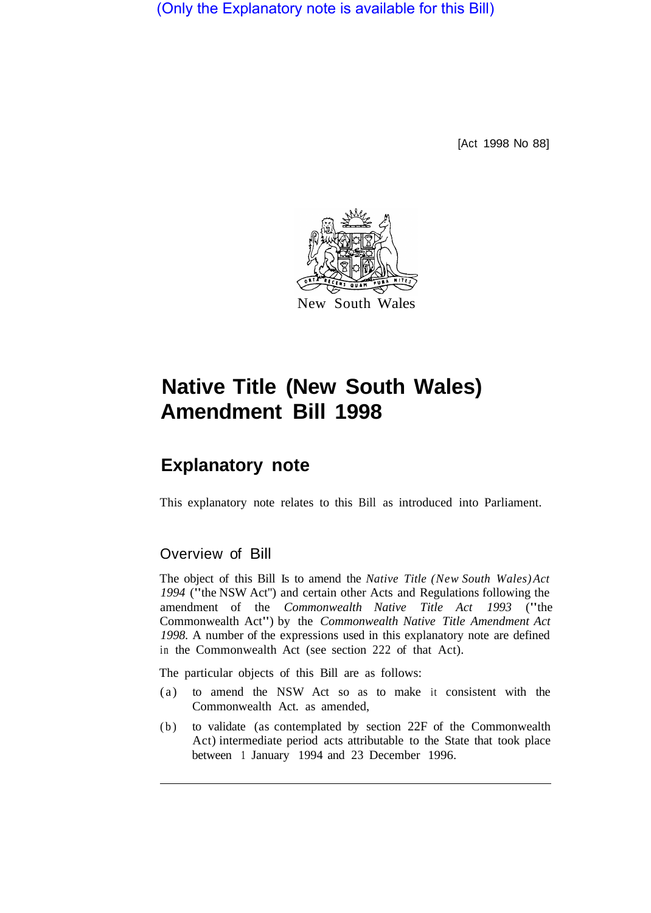(Only the Explanatory note is available for this Bill)

[Act 1998 No 88]

New South Wales

# Native Title (New South Wales) Amendment Bill 1998

## Explanatory note

This explanatory note relates to this Bill as introduced into Parliament.

### Overview of Bill

The object of this Bill Is to amend the *Native Title (New South Wales) Act 1994* ("the NSW Act") and certain other Acts and Regulations following the amendment of the *Commonwealth Native Title Act 1993* ("the Commonwealth Act") by the *Commonwealth Native Title Amendment Act 1998*. A number of the expressions used in this explanatory note are defined in the Commonwealth Act (see section 222 of that Act).

The particular objects of this Bill are as follows:

(a) to amend the NSW Act so as to make it consistent with the Commonwealth Act. as amended,

(b) to validate (as contemplated by section 22F of the Commonwealth Act) intermediate period acts attributable to the State that took place between 1 January 1994 and 23 December 1996.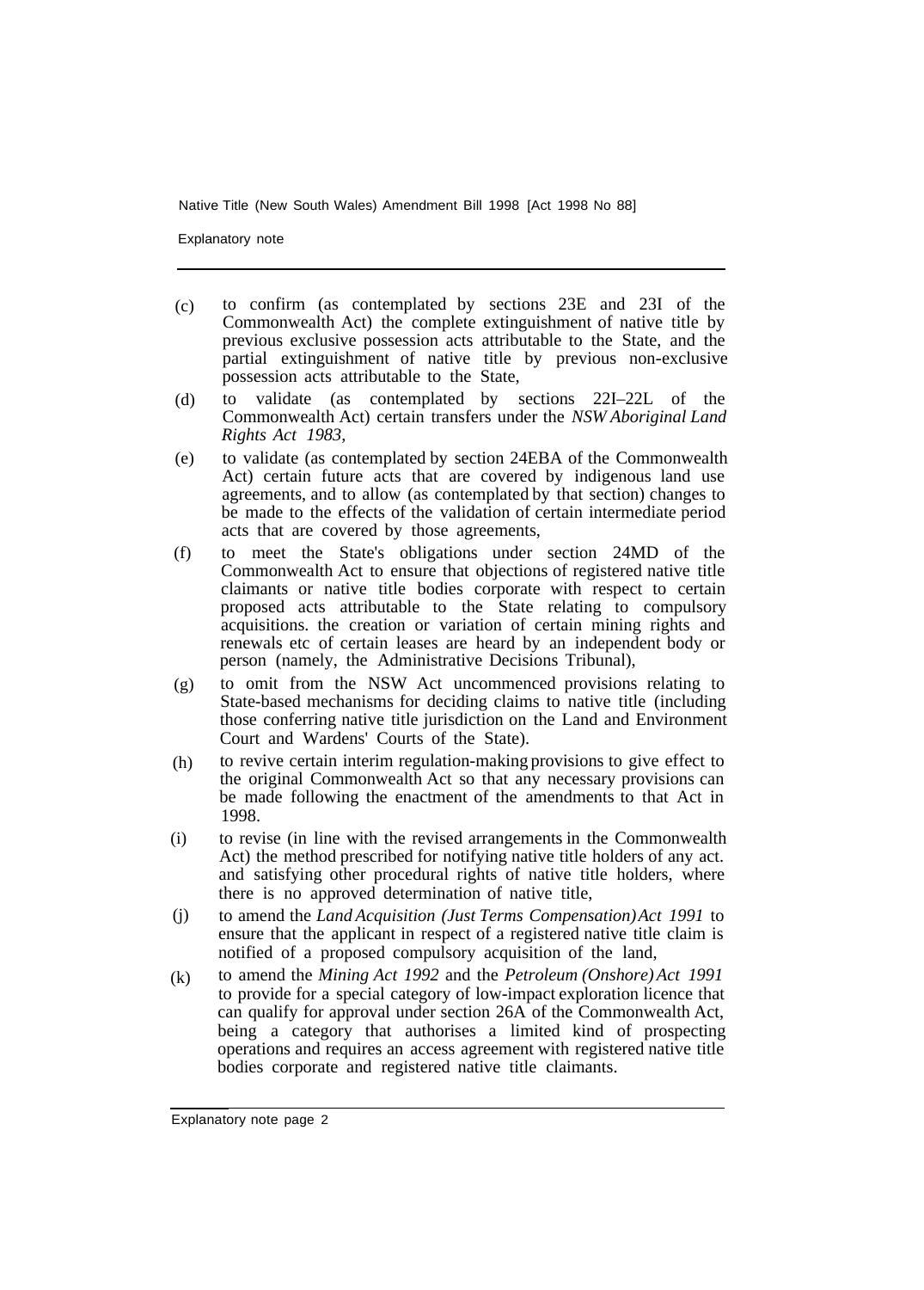- (c) to confirm (as contemplated by sections 23E and 23I of the Commonwealth Act) the complete extinguishment of native title by previous exclusive possession acts attributable to the State, and the partial extinguishment of native title by previous non-exclusive possession acts attributable to the State,
- (d) to validate (as contemplated by sections 22I–22L of the Commonwealth Act) certain transfers under the *NSW Aboriginal Land Rights Act 1983*,
- (e) to validate (as contemplated by section 24EBA of the Commonwealth Act) certain future acts that are covered by indigenous land use agreements, and to allow (as contemplated by that section) changes to be made to the effects of the validation of certain intermediate period acts that are covered by those agreements,
- (f) to meet the State's obligations under section 24MD of the Commonwealth Act to ensure that objections of registered native title claimants or native title bodies corporate with respect to certain proposed acts attributable to the State relating to compulsory acquisitions. the creation or variation of certain mining rights and renewals etc of certain leases are heard by an independent body or person (namely, the Administrative Decisions Tribunal),
- (g) to omit from the NSW Act uncommenced provisions relating to State-based mechanisms for deciding claims to native title (including those conferring native title jurisdiction on the Land and Environment Court and Wardens' Courts of the State).
- (h) to revive certain interim regulation-making provisions to give effect to the original Commonwealth Act so that any necessary provisions can be made following the enactment of the amendments to that Act in 1998.
- (i) to revise (in line with the revised arrangements in the Commonwealth Act) the method prescribed for notifying native title holders of any act. and satisfying other procedural rights of native title holders, where there is no approved determination of native title,
- (j) to amend the *Land Acquisition (Just Terms Compensation) Act 1991* to ensure that the applicant in respect of a registered native title claim is notified of a proposed compulsory acquisition of the land,
- (k) to amend the *Mining Act 1992* and the *Petroleum (Onshore) Act 1991* to provide for a special category of low-impact exploration licence that can qualify for approval under section 26A of the Commonwealth Act, being a category that authorises a limited kind of prospecting operations and requires an access agreement with registered native title bodies corporate and registered native title claimants.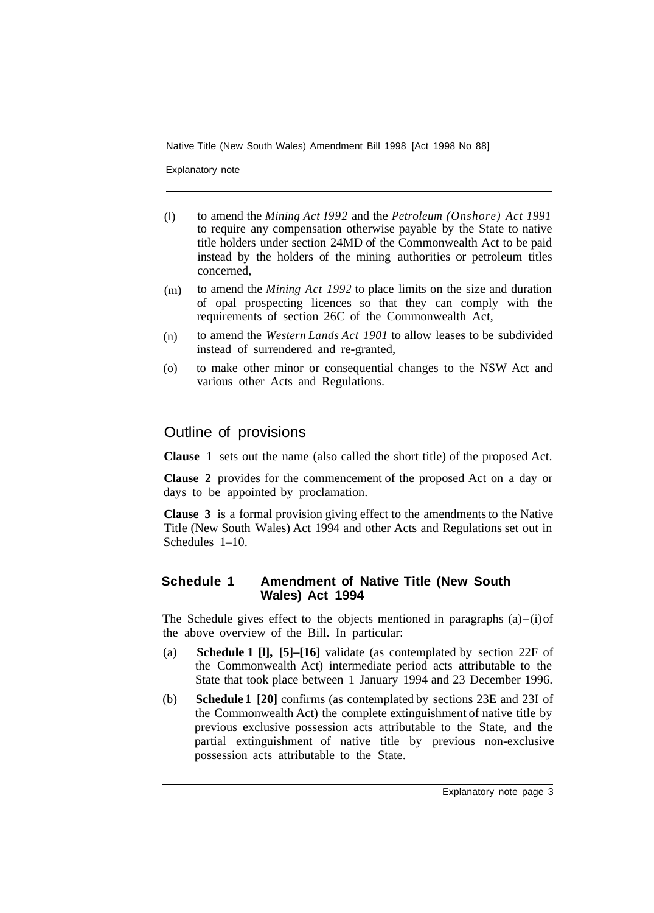(l) to amend the *Mining Act I992* and the *Petroleum (Onshore) Act 1991* to require any compensation otherwise payable by the State to native title holders under section 24MD of the Commonwealth Act to be paid instead by the holders of the mining authorities or petroleum titles concerned,

(m) to amend the *Mining Act 1992* to place limits on the size and duration of opal prospecting licences so that they can comply with the requirements of section 26C of the Commonwealth Act,

(n) to amend the *Western Lands Act 1901* to allow leases to be subdivided instead of surrendered and re-granted,

(o) to make other minor or consequential changes to the NSW Act and various other Acts and Regulations.

## Outline of provisions

**Clause 1** sets out the name (also called the short title) of the proposed Act.

**Clause 2** provides for the commencement of the proposed Act on a day or days to be appointed by proclamation.

**Clause 3** is a formal provision giving effect to the amendments to the Native Title (New South Wales) Act 1994 and other Acts and Regulations set out in Schedules 1–10.

### Schedule 1 Amendment of Native Title (New South Wales) Act 1994

The Schedule gives effect to the objects mentioned in paragraphs (a)–(i) of the above overview of the Bill. In particular:

(a) **Schedule 1 [l], [5]–[16]** validate (as contemplated by section 22F of the Commonwealth Act) intermediate period acts attributable to the State that took place between 1 January 1994 and 23 December 1996.

(b) **Schedule 1 [20]** confirms (as contemplated by sections 23E and 23I of the Commonwealth Act) the complete extinguishment of native title by previous exclusive possession acts attributable to the State, and the partial extinguishment of native title by previous non-exclusive possession acts attributable to the State.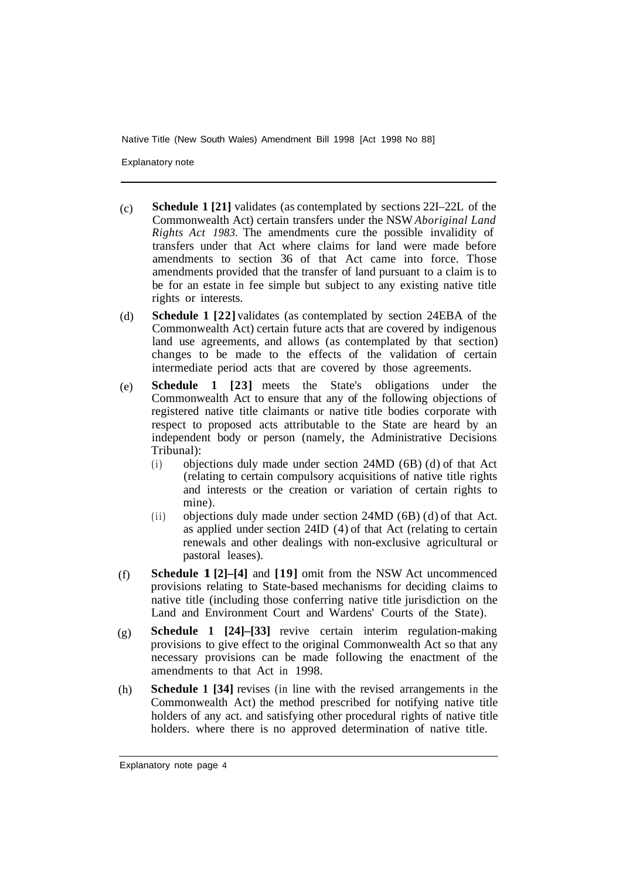(c) **Schedule 1 [21]** validates (as contemplated by sections 22I–22L of the Commonwealth Act) certain transfers under the NSW *Aboriginal Land Rights Act 1983.* The amendments cure the possible invalidity of transfers under that Act where claims for land were made before amendments to section 36 of that Act came into force. Those amendments provided that the transfer of land pursuant to a claim is to be for an estate in fee simple but subject to any existing native title rights or interests.

(d) **Schedule 1 [22]** validates (as contemplated by section 24EBA of the Commonwealth Act) certain future acts that are covered by indigenous land use agreements, and allows (as contemplated by that section) changes to be made to the effects of the validation of certain intermediate period acts that are covered by those agreements.

(e) **Schedule 1 [23]** meets the State's obligations under the Commonwealth Act to ensure that any of the following objections of registered native title claimants or native title bodies corporate with respect to proposed acts attributable to the State are heard by an independent body or person (namely, the Administrative Decisions Tribunal):

   (i) objections duly made under section 24MD (6B) (d) of that Act (relating to certain compulsory acquisitions of native title rights and interests or the creation or variation of certain rights to mine).

   (ii) objections duly made under section 24MD (6B) (d) of that Act. as applied under section 24ID (4) of that Act (relating to certain renewals and other dealings with non-exclusive agricultural or pastoral leases).

(f) **Schedule 1 [2]–[4]** and **[19]** omit from the NSW Act uncommenced provisions relating to State-based mechanisms for deciding claims to native title (including those conferring native title jurisdiction on the Land and Environment Court and Wardens' Courts of the State).

(g) **Schedule 1 [24]–[33]** revive certain interim regulation-making provisions to give effect to the original Commonwealth Act so that any necessary provisions can be made following the enactment of the amendments to that Act in 1998.

(h) **Schedule 1 [34]** revises (in line with the revised arrangements in the Commonwealth Act) the method prescribed for notifying native title holders of any act. and satisfying other procedural rights of native title holders. where there is no approved determination of native title.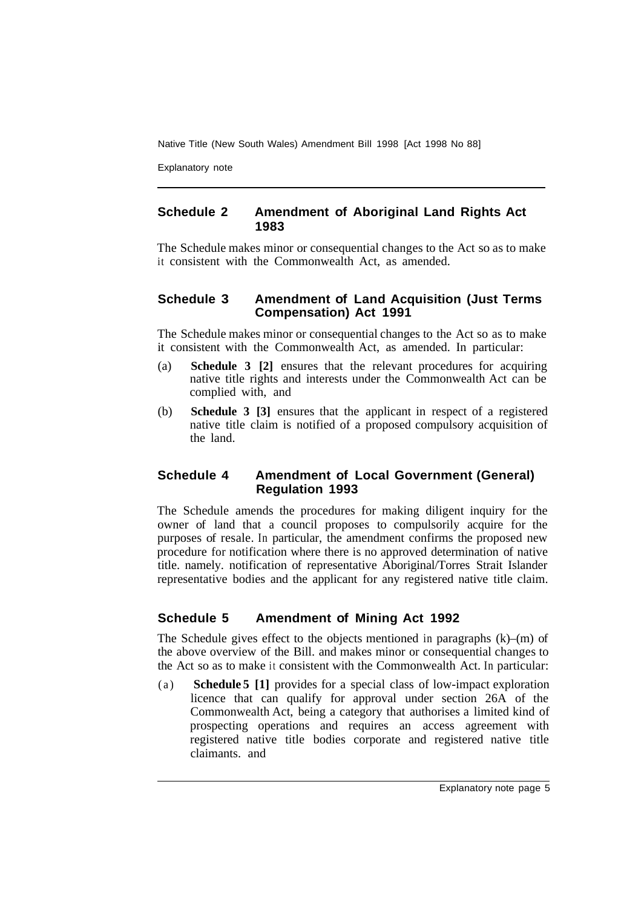## Schedule 2 Amendment of Aboriginal Land Rights Act 1983

The Schedule makes minor or consequential changes to the Act so as to make it consistent with the Commonwealth Act, as amended.

## Schedule 3 Amendment of Land Acquisition (Just Terms Compensation) Act 1991

The Schedule makes minor or consequential changes to the Act so as to make it consistent with the Commonwealth Act, as amended. In particular:

(a) **Schedule 3 [2]** ensures that the relevant procedures for acquiring native title rights and interests under the Commonwealth Act can be complied with, and

(b) **Schedule 3 [3]** ensures that the applicant in respect of a registered native title claim is notified of a proposed compulsory acquisition of the land.

## Schedule 4 Amendment of Local Government (General) Regulation 1993

The Schedule amends the procedures for making diligent inquiry for the owner of land that a council proposes to compulsorily acquire for the purposes of resale. In particular, the amendment confirms the proposed new procedure for notification where there is no approved determination of native title. namely. notification of representative Aboriginal/Torres Strait Islander representative bodies and the applicant for any registered native title claim.

## Schedule 5 Amendment of Mining Act 1992

The Schedule gives effect to the objects mentioned in paragraphs (k)–(m) of the above overview of the Bill. and makes minor or consequential changes to the Act so as to make it consistent with the Commonwealth Act. In particular:

(a) **Schedule 5 [1]** provides for a special class of low-impact exploration licence that can qualify for approval under section 26A of the Commonwealth Act, being a category that authorises a limited kind of prospecting operations and requires an access agreement with registered native title bodies corporate and registered native title claimants. and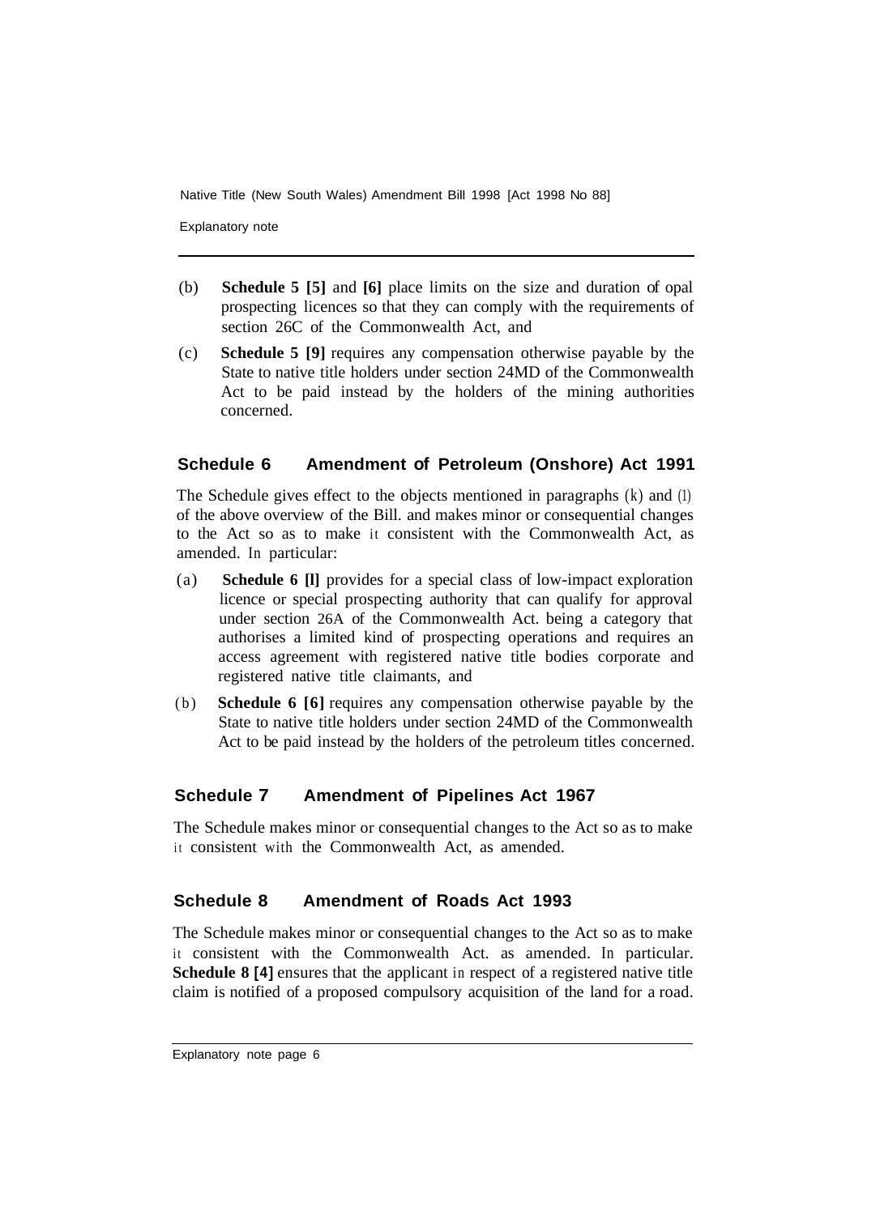(b) **Schedule 5 [5]** and **[6]** place limits on the size and duration of opal prospecting licences so that they can comply with the requirements of section 26C of the Commonwealth Act, and

(c) **Schedule 5 [9]** requires any compensation otherwise payable by the State to native title holders under section 24MD of the Commonwealth Act to be paid instead by the holders of the mining authorities concerned.

## Schedule 6 Amendment of Petroleum (Onshore) Act 1991

The Schedule gives effect to the objects mentioned in paragraphs (k) and (l) of the above overview of the Bill. and makes minor or consequential changes to the Act so as to make it consistent with the Commonwealth Act, as amended. In particular:

(a) **Schedule 6 [l]** provides for a special class of low-impact exploration licence or special prospecting authority that can qualify for approval under section 26A of the Commonwealth Act. being a category that authorises a limited kind of prospecting operations and requires an access agreement with registered native title bodies corporate and registered native title claimants, and

(b) **Schedule 6 [6]** requires any compensation otherwise payable by the State to native title holders under section 24MD of the Commonwealth Act to be paid instead by the holders of the petroleum titles concerned.

## Schedule 7 Amendment of Pipelines Act 1967

The Schedule makes minor or consequential changes to the Act so as to make it consistent with the Commonwealth Act, as amended.

## Schedule 8 Amendment of Roads Act 1993

The Schedule makes minor or consequential changes to the Act so as to make it consistent with the Commonwealth Act. as amended. In particular. **Schedule 8 [4]** ensures that the applicant in respect of a registered native title claim is notified of a proposed compulsory acquisition of the land for a road.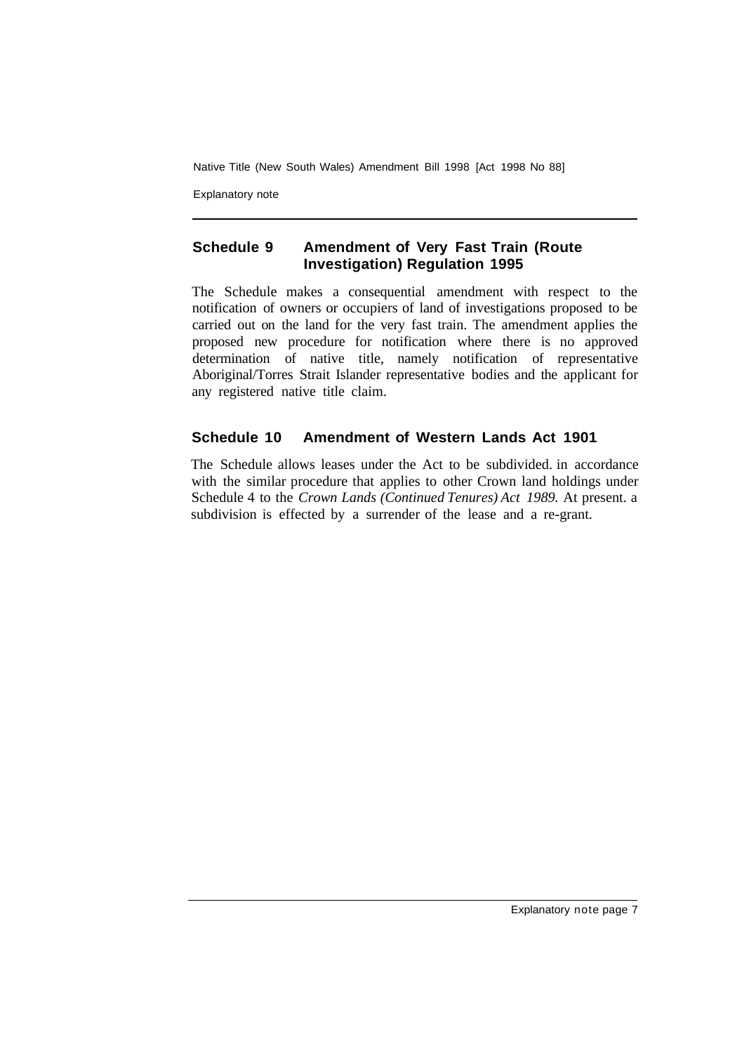## Schedule 9 Amendment of Very Fast Train (Route Investigation) Regulation 1995

The Schedule makes a consequential amendment with respect to the notification of owners or occupiers of land of investigations proposed to be carried out on the land for the very fast train. The amendment applies the proposed new procedure for notification where there is no approved determination of native title, namely notification of representative Aboriginal/Torres Strait Islander representative bodies and the applicant for any registered native title claim.

## Schedule 10 Amendment of Western Lands Act 1901

The Schedule allows leases under the Act to be subdivided. in accordance with the similar procedure that applies to other Crown land holdings under Schedule 4 to the *Crown Lands (Continued Tenures) Act 1989.* At present. a subdivision is effected by a surrender of the lease and a re-grant.